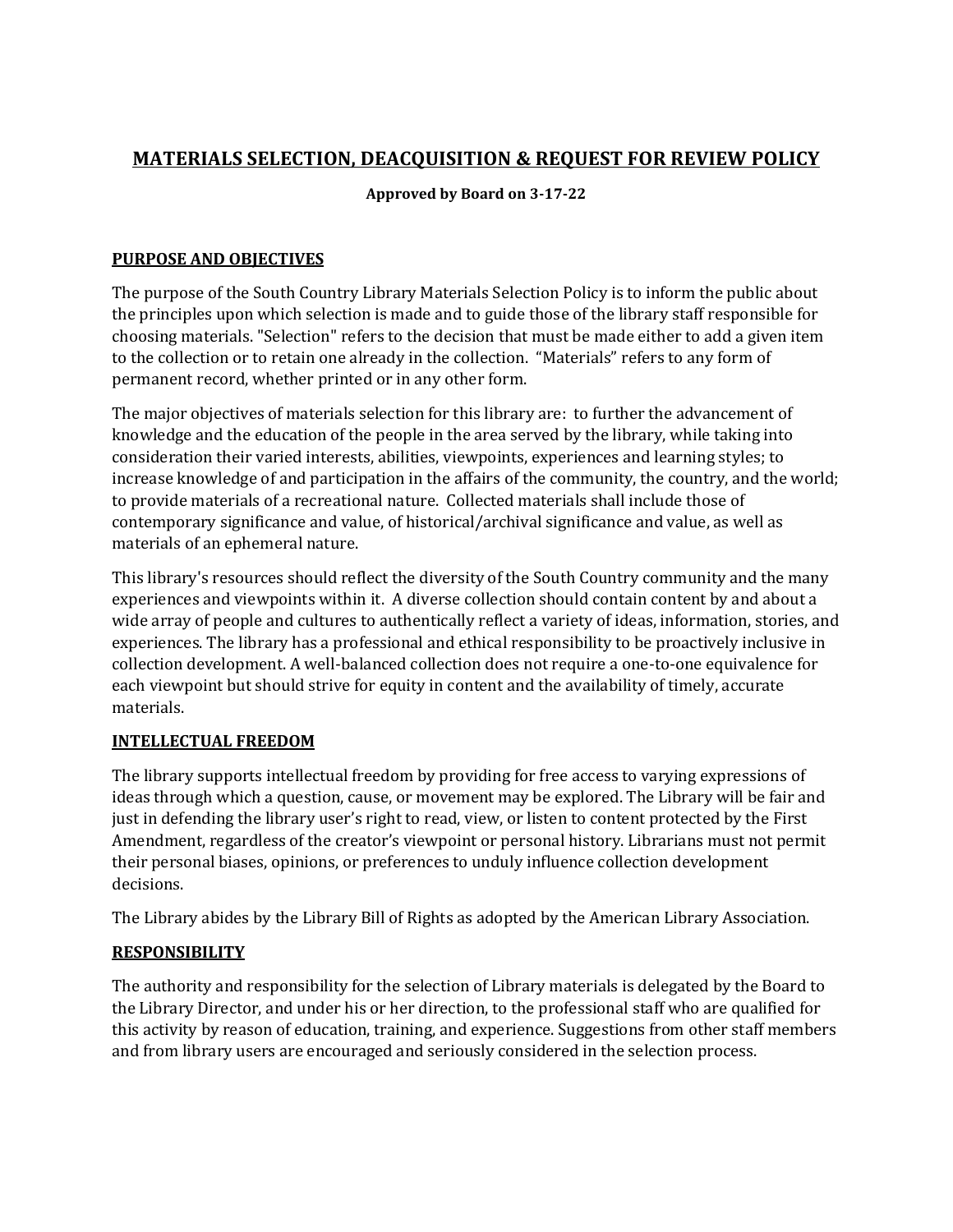# MATERIALS SELECTION, DEACQUISITION & REQUEST FOR REVIEW POLICY

**Approved by Board on 3-17-22**

## PURPOSE AND OBJECTIVES

The purpose of the South Country Library Materials Selection Policy is to inform the public about the principles upon which selection is made and to guide those of the library staff responsible for choosing materials. "Selection" refers to the decision that must be made either to add a given item to the collection or to retain one already in the collection. “Materials” refers to any form of permanent record, whether printed or in any other form.

The major objectives of materials selection for this library are: to further the advancement of knowledge and the education of the people in the area served by the library, while taking into consideration their varied interests, abilities, viewpoints, experiences and learning styles; to increase knowledge of and participation in the affairs of the community, the country, and the world; to provide materials of a recreational nature. Collected materials shall include those of contemporary significance and value, of historical/archival significance and value, as well as materials of an ephemeral nature.

This library's resources should reflect the diversity of the South Country community and the many experiences and viewpoints within it. A diverse collection should contain content by and about a wide array of people and cultures to authentically reflect a variety of ideas, information, stories, and experiences. The library has a professional and ethical responsibility to be proactively inclusive in collection development. A well-balanced collection does not require a one-to-one equivalence for each viewpoint but should strive for equity in content and the availability of timely, accurate materials.

## INTELLECTUAL FREEDOM

The library supports intellectual freedom by providing for free access to varying expressions of ideas through which a question, cause, or movement may be explored. The Library will be fair and just in defending the library user’s right to read, view, or listen to content protected by the First Amendment, regardless of the creator’s viewpoint or personal history. Librarians must not permit their personal biases, opinions, or preferences to unduly influence collection development decisions.

The Library abides by the Library Bill of Rights as adopted by the American Library Association.

## RESPONSIBILITY

The authority and responsibility for the selection of Library materials is delegated by the Board to the Library Director, and under his or her direction, to the professional staff who are qualified for this activity by reason of education, training, and experience. Suggestions from other staff members and from library users are encouraged and seriously considered in the selection process.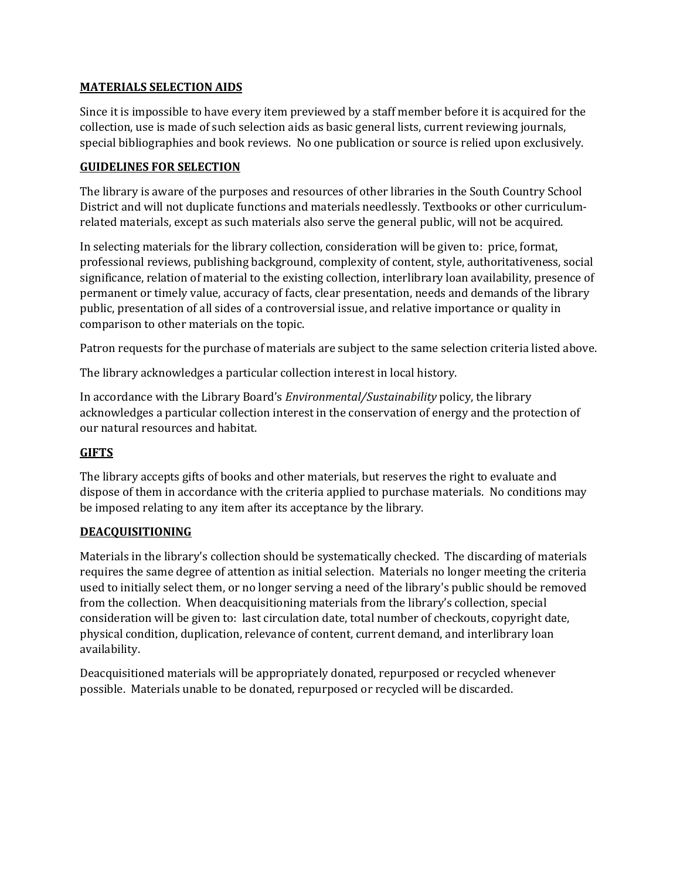## MATERIALS SELECTION AIDS

Since it is impossible to have every item previewed by a staff member before it is acquired for the collection, use is made of such selection aids as basic general lists, current reviewing journals, special bibliographies and book reviews. No one publication or source is relied upon exclusively.

## GUIDELINES FOR SELECTION

The library is aware of the purposes and resources of other libraries in the South Country School District and will not duplicate functions and materials needlessly. Textbooks or other curriculum-related materials, except as such materials also serve the general public, will not be acquired.

In selecting materials for the library collection, consideration will be given to: price, format, professional reviews, publishing background, complexity of content, style, authoritativeness, social significance, relation of material to the existing collection, interlibrary loan availability, presence of permanent or timely value, accuracy of facts, clear presentation, needs and demands of the library public, presentation of all sides of a controversial issue, and relative importance or quality in comparison to other materials on the topic.

Patron requests for the purchase of materials are subject to the same selection criteria listed above.

The library acknowledges a particular collection interest in local history.

In accordance with the Library Board's *Environmental/Sustainability* policy, the library acknowledges a particular collection interest in the conservation of energy and the protection of our natural resources and habitat.

## GIFTS

The library accepts gifts of books and other materials, but reserves the right to evaluate and dispose of them in accordance with the criteria applied to purchase materials. No conditions may be imposed relating to any item after its acceptance by the library.

## DEACQUISITIONING

Materials in the library's collection should be systematically checked. The discarding of materials requires the same degree of attention as initial selection. Materials no longer meeting the criteria used to initially select them, or no longer serving a need of the library's public should be removed from the collection. When deacquisitioning materials from the library's collection, special consideration will be given to: last circulation date, total number of checkouts, copyright date, physical condition, duplication, relevance of content, current demand, and interlibrary loan availability.

Deacquisitioned materials will be appropriately donated, repurposed or recycled whenever possible. Materials unable to be donated, repurposed or recycled will be discarded.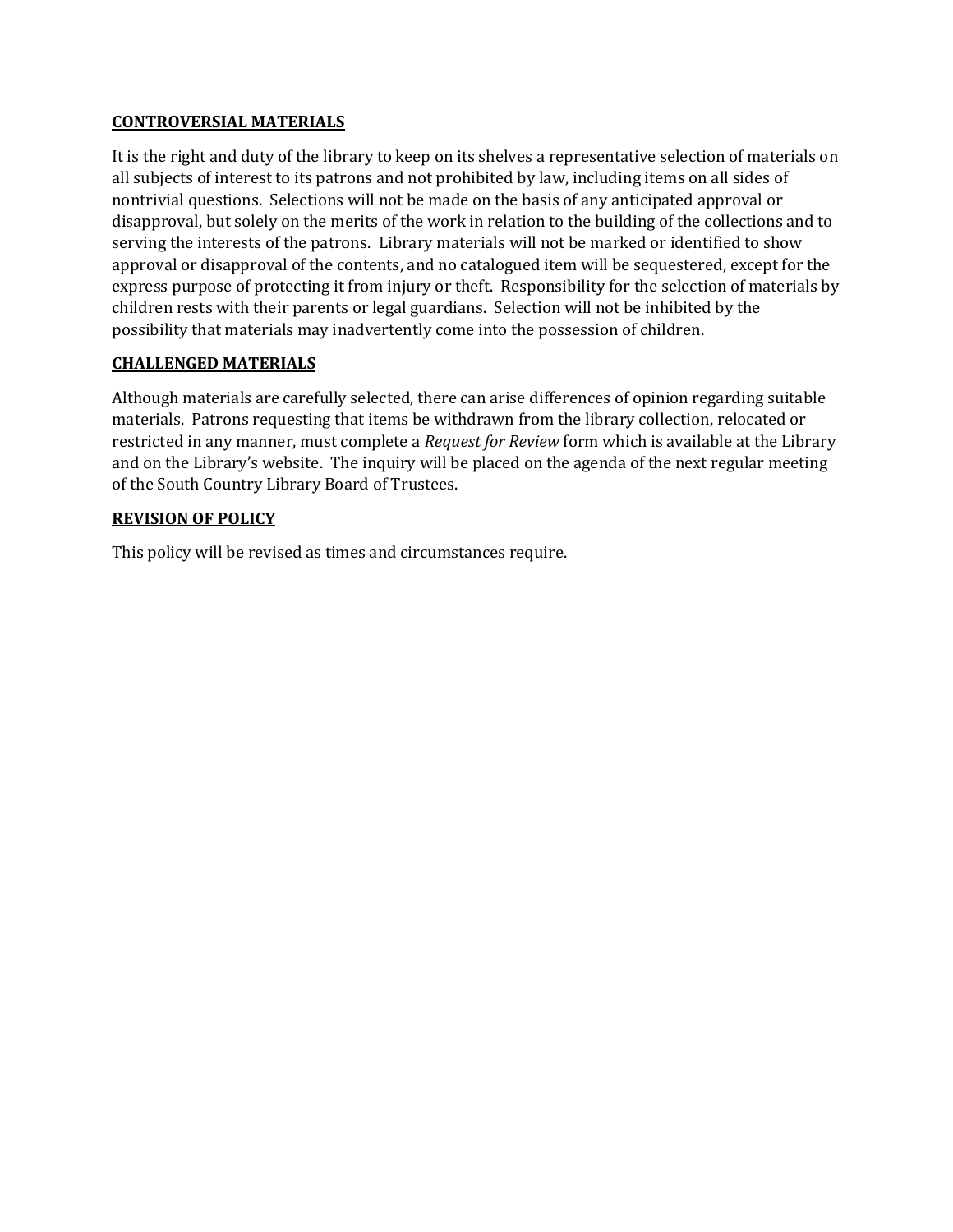**CONTROVERSIAL MATERIALS**

It is the right and duty of the library to keep on its shelves a representative selection of materials on all subjects of interest to its patrons and not prohibited by law, including items on all sides of nontrivial questions. Selections will not be made on the basis of any anticipated approval or disapproval, but solely on the merits of the work in relation to the building of the collections and to serving the interests of the patrons. Library materials will not be marked or identified to show approval or disapproval of the contents, and no catalogued item will be sequestered, except for the express purpose of protecting it from injury or theft. Responsibility for the selection of materials by children rests with their parents or legal guardians. Selection will not be inhibited by the possibility that materials may inadvertently come into the possession of children.

**CHALLENGED MATERIALS**

Although materials are carefully selected, there can arise differences of opinion regarding suitable materials. Patrons requesting that items be withdrawn from the library collection, relocated or restricted in any manner, must complete a *Request for Review* form which is available at the Library and on the Library's website. The inquiry will be placed on the agenda of the next regular meeting of the South Country Library Board of Trustees.

**REVISION OF POLICY**

This policy will be revised as times and circumstances require.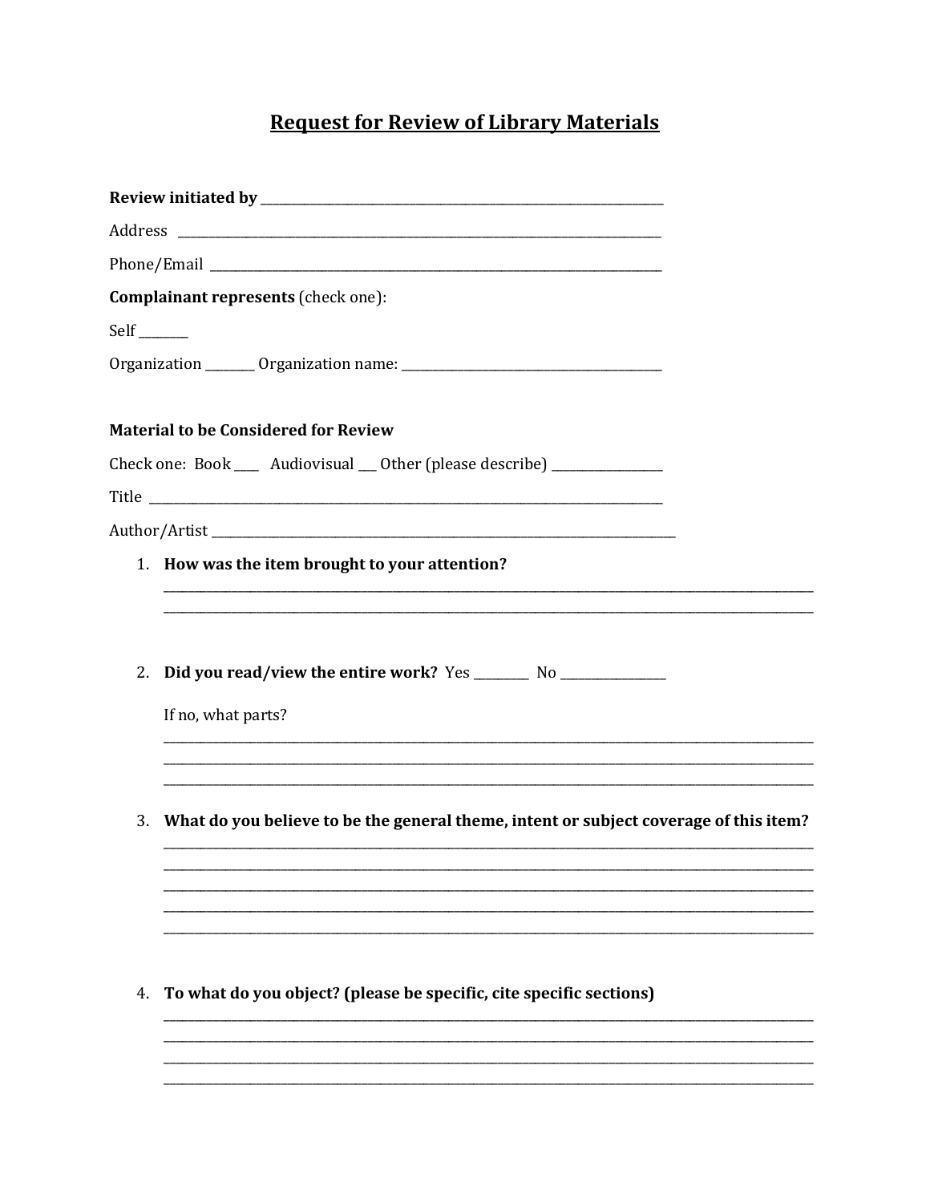# Request for Review of Library Materials

**Review initiated by** ______________________________________________

Address ______________________________________________

Phone/Email ______________________________________________

**Complainant represents** (check one):

Self _______

Organization _______ Organization name: ______________________________

**Material to be Considered for Review**

Check one: Book ____ Audiovisual ___ Other (please describe) ______________

Title ______________________________________________

Author/Artist ______________________________________________

1. **How was the item brought to your attention?**

   ______________________________________________
   ______________________________________________

2. **Did you read/view the entire work?** Yes ________ No ______________

   If no, what parts?

   ______________________________________________
   ______________________________________________
   ______________________________________________

3. **What do you believe to be the general theme, intent or subject coverage of this item?**

   ______________________________________________
   ______________________________________________
   ______________________________________________
   ______________________________________________
   ______________________________________________

4. **To what do you object? (please be specific, cite specific sections)**

   ______________________________________________
   ______________________________________________
   ______________________________________________
   ______________________________________________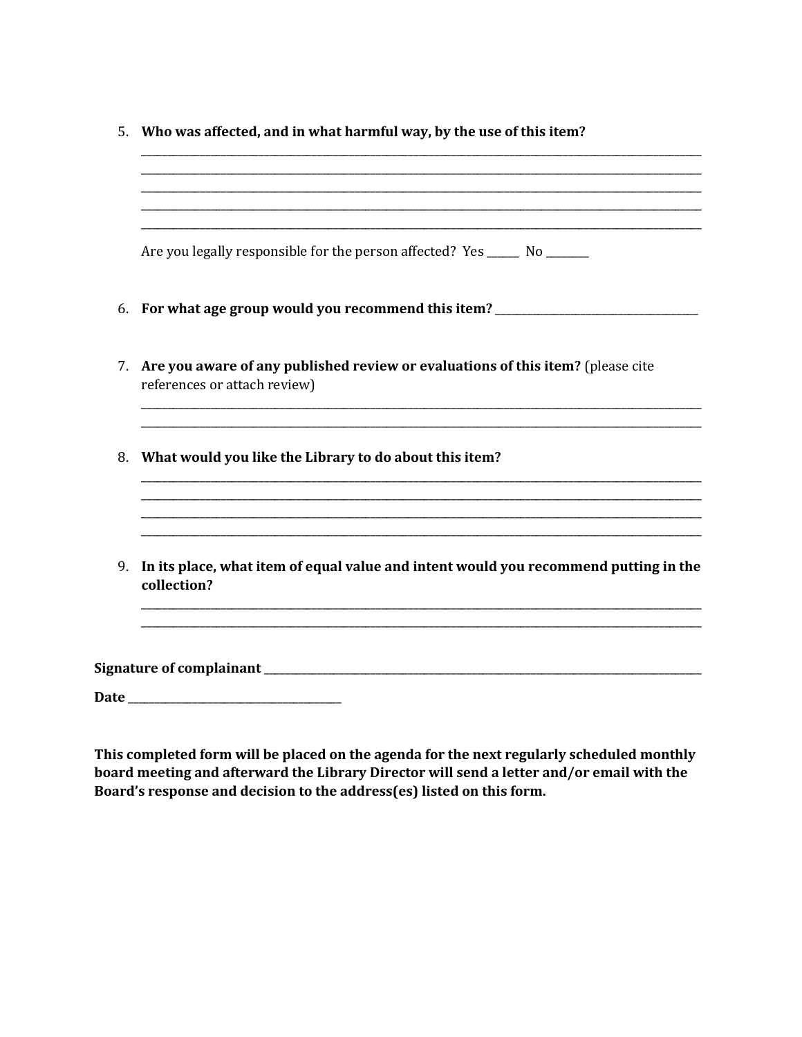5. **Who was affected, and in what harmful way, by the use of this item?**

   \_\_\_\_\_\_\_\_\_\_\_\_\_\_\_\_\_\_\_\_\_\_\_\_\_\_\_\_\_\_\_\_\_\_\_\_\_\_\_\_\_\_\_\_\_\_\_\_\_\_\_\_\_\_\_\_\_\_\_\_\_\_\_\_\_\_\_\_\_\_\_\_\_\_\_\_\_\_
   \_\_\_\_\_\_\_\_\_\_\_\_\_\_\_\_\_\_\_\_\_\_\_\_\_\_\_\_\_\_\_\_\_\_\_\_\_\_\_\_\_\_\_\_\_\_\_\_\_\_\_\_\_\_\_\_\_\_\_\_\_\_\_\_\_\_\_\_\_\_\_\_\_\_\_\_\_\_
   \_\_\_\_\_\_\_\_\_\_\_\_\_\_\_\_\_\_\_\_\_\_\_\_\_\_\_\_\_\_\_\_\_\_\_\_\_\_\_\_\_\_\_\_\_\_\_\_\_\_\_\_\_\_\_\_\_\_\_\_\_\_\_\_\_\_\_\_\_\_\_\_\_\_\_\_\_\_
   \_\_\_\_\_\_\_\_\_\_\_\_\_\_\_\_\_\_\_\_\_\_\_\_\_\_\_\_\_\_\_\_\_\_\_\_\_\_\_\_\_\_\_\_\_\_\_\_\_\_\_\_\_\_\_\_\_\_\_\_\_\_\_\_\_\_\_\_\_\_\_\_\_\_\_\_\_\_
   \_\_\_\_\_\_\_\_\_\_\_\_\_\_\_\_\_\_\_\_\_\_\_\_\_\_\_\_\_\_\_\_\_\_\_\_\_\_\_\_\_\_\_\_\_\_\_\_\_\_\_\_\_\_\_\_\_\_\_\_\_\_\_\_\_\_\_\_\_\_\_\_\_\_\_\_\_\_

   Are you legally responsible for the person affected? Yes \_\_\_\_\_\_ No \_\_\_\_\_\_\_\_

6. **For what age group would you recommend this item?** \_\_\_\_\_\_\_\_\_\_\_\_\_\_\_\_\_\_\_\_\_\_\_\_\_\_\_\_\_\_\_\_\_\_\_\_\_\_

7. **Are you aware of any published review or evaluations of this item?** (please cite references or attach review)

   \_\_\_\_\_\_\_\_\_\_\_\_\_\_\_\_\_\_\_\_\_\_\_\_\_\_\_\_\_\_\_\_\_\_\_\_\_\_\_\_\_\_\_\_\_\_\_\_\_\_\_\_\_\_\_\_\_\_\_\_\_\_\_\_\_\_\_\_\_\_\_\_\_\_\_\_\_\_
   \_\_\_\_\_\_\_\_\_\_\_\_\_\_\_\_\_\_\_\_\_\_\_\_\_\_\_\_\_\_\_\_\_\_\_\_\_\_\_\_\_\_\_\_\_\_\_\_\_\_\_\_\_\_\_\_\_\_\_\_\_\_\_\_\_\_\_\_\_\_\_\_\_\_\_\_\_\_

8. **What would you like the Library to do about this item?**

   \_\_\_\_\_\_\_\_\_\_\_\_\_\_\_\_\_\_\_\_\_\_\_\_\_\_\_\_\_\_\_\_\_\_\_\_\_\_\_\_\_\_\_\_\_\_\_\_\_\_\_\_\_\_\_\_\_\_\_\_\_\_\_\_\_\_\_\_\_\_\_\_\_\_\_\_\_\_
   \_\_\_\_\_\_\_\_\_\_\_\_\_\_\_\_\_\_\_\_\_\_\_\_\_\_\_\_\_\_\_\_\_\_\_\_\_\_\_\_\_\_\_\_\_\_\_\_\_\_\_\_\_\_\_\_\_\_\_\_\_\_\_\_\_\_\_\_\_\_\_\_\_\_\_\_\_\_
   \_\_\_\_\_\_\_\_\_\_\_\_\_\_\_\_\_\_\_\_\_\_\_\_\_\_\_\_\_\_\_\_\_\_\_\_\_\_\_\_\_\_\_\_\_\_\_\_\_\_\_\_\_\_\_\_\_\_\_\_\_\_\_\_\_\_\_\_\_\_\_\_\_\_\_\_\_\_
   \_\_\_\_\_\_\_\_\_\_\_\_\_\_\_\_\_\_\_\_\_\_\_\_\_\_\_\_\_\_\_\_\_\_\_\_\_\_\_\_\_\_\_\_\_\_\_\_\_\_\_\_\_\_\_\_\_\_\_\_\_\_\_\_\_\_\_\_\_\_\_\_\_\_\_\_\_\_

9. **In its place, what item of equal value and intent would you recommend putting in the collection?**

   \_\_\_\_\_\_\_\_\_\_\_\_\_\_\_\_\_\_\_\_\_\_\_\_\_\_\_\_\_\_\_\_\_\_\_\_\_\_\_\_\_\_\_\_\_\_\_\_\_\_\_\_\_\_\_\_\_\_\_\_\_\_\_\_\_\_\_\_\_\_\_\_\_\_\_\_\_\_
   \_\_\_\_\_\_\_\_\_\_\_\_\_\_\_\_\_\_\_\_\_\_\_\_\_\_\_\_\_\_\_\_\_\_\_\_\_\_\_\_\_\_\_\_\_\_\_\_\_\_\_\_\_\_\_\_\_\_\_\_\_\_\_\_\_\_\_\_\_\_\_\_\_\_\_\_\_\_

**Signature of complainant** \_\_\_\_\_\_\_\_\_\_\_\_\_\_\_\_\_\_\_\_\_\_\_\_\_\_\_\_\_\_\_\_\_\_\_\_\_\_\_\_\_\_\_\_\_\_\_\_\_\_\_\_\_\_\_\_\_\_\_\_

**Date** \_\_\_\_\_\_\_\_\_\_\_\_\_\_\_\_\_\_\_\_\_\_\_\_\_\_\_\_\_\_\_\_\_\_\_\_\_\_

**This completed form will be placed on the agenda for the next regularly scheduled monthly board meeting and afterward the Library Director will send a letter and/or email with the Board's response and decision to the address(es) listed on this form.**